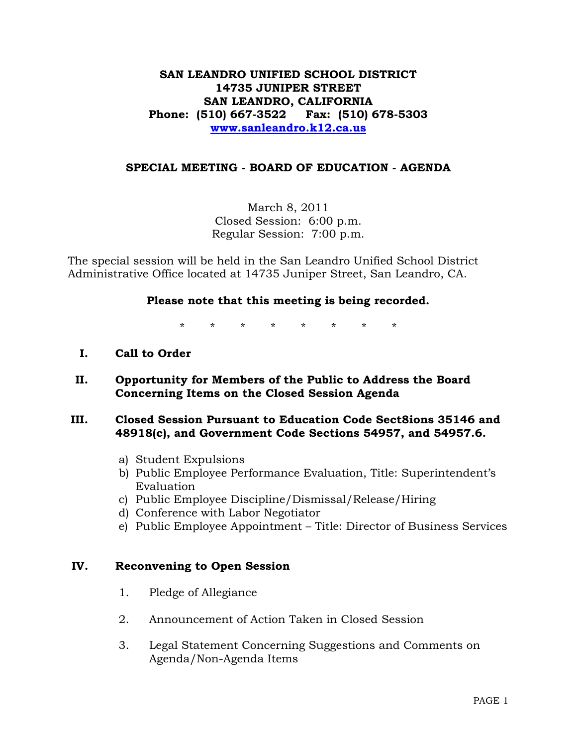**SAN LEANDRO UNIFIED SCHOOL DISTRICT**
**14735 JUNIPER STREET**
**SAN LEANDRO, CALIFORNIA**
**Phone: (510) 667-3522 Fax: (510) 678-5303**
**[www.sanleandro.k12.ca.us](http://www.sanleandro.k12.ca.us)**

## SPECIAL MEETING - BOARD OF EDUCATION - AGENDA

March 8, 2011
Closed Session: 6:00 p.m.
Regular Session: 7:00 p.m.

The special session will be held in the San Leandro Unified School District Administrative Office located at 14735 Juniper Street, San Leandro, CA.

**Please note that this meeting is being recorded.**

\* \* \* \* \* \* \* \*

**I. Call to Order**

**II. Opportunity for Members of the Public to Address the Board Concerning Items on the Closed Session Agenda**

**III. Closed Session Pursuant to Education Code Sect8ions 35146 and 48918(c), and Government Code Sections 54957, and 54957.6.**

a) Student Expulsions
b) Public Employee Performance Evaluation, Title: Superintendent's Evaluation
c) Public Employee Discipline/Dismissal/Release/Hiring
d) Conference with Labor Negotiator
e) Public Employee Appointment – Title: Director of Business Services

**IV. Reconvening to Open Session**

1. Pledge of Allegiance
2. Announcement of Action Taken in Closed Session
3. Legal Statement Concerning Suggestions and Comments on Agenda/Non-Agenda Items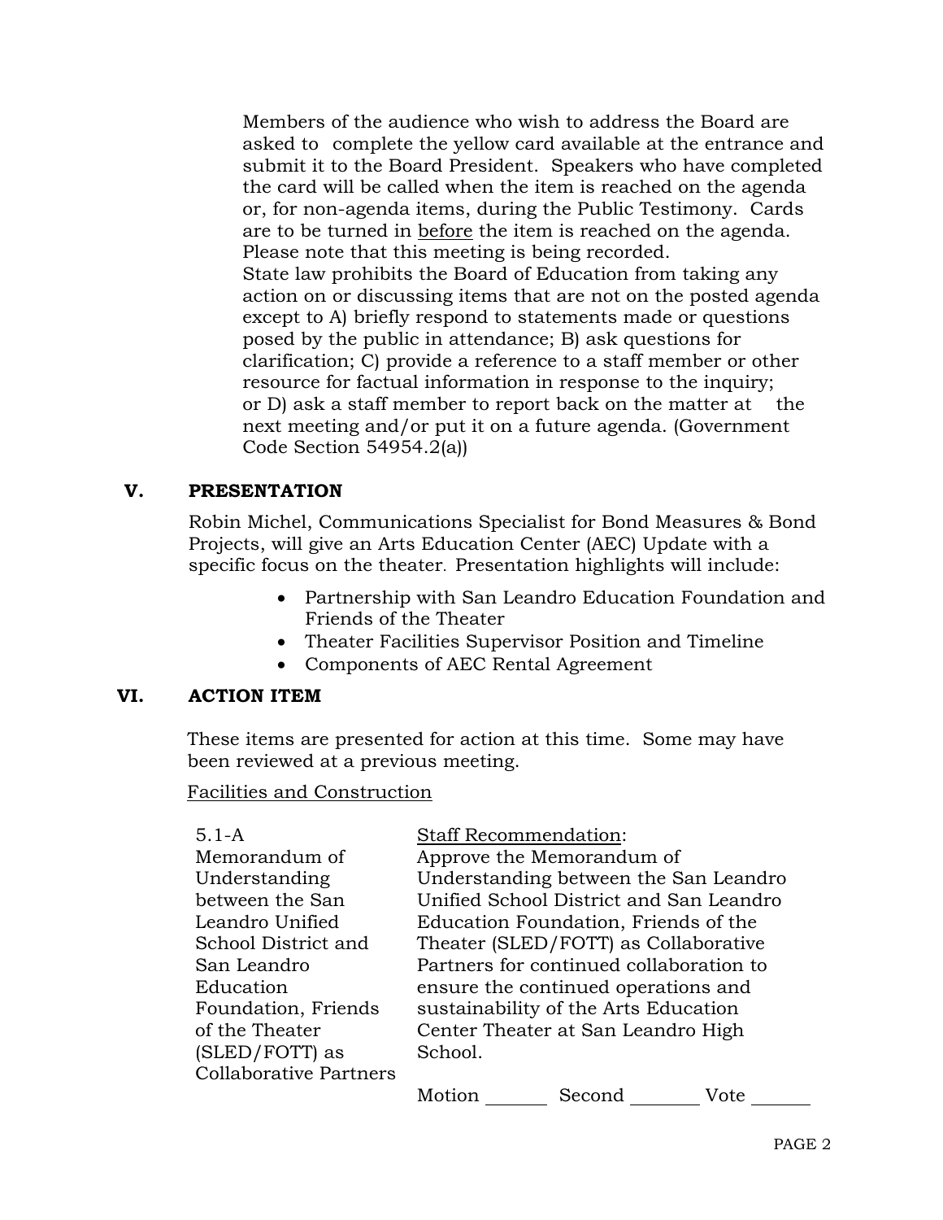Members of the audience who wish to address the Board are asked to complete the yellow card available at the entrance and submit it to the Board President. Speakers who have completed the card will be called when the item is reached on the agenda or, for non-agenda items, during the Public Testimony. Cards are to be turned in before the item is reached on the agenda. Please note that this meeting is being recorded.
State law prohibits the Board of Education from taking any action on or discussing items that are not on the posted agenda except to A) briefly respond to statements made or questions posed by the public in attendance; B) ask questions for clarification; C) provide a reference to a staff member or other resource for factual information in response to the inquiry; or D) ask a staff member to report back on the matter at the next meeting and/or put it on a future agenda. (Government Code Section 54954.2(a))

## V. PRESENTATION

Robin Michel, Communications Specialist for Bond Measures & Bond Projects, will give an Arts Education Center (AEC) Update with a specific focus on the theater. Presentation highlights will include:

- Partnership with San Leandro Education Foundation and Friends of the Theater
- Theater Facilities Supervisor Position and Timeline
- Components of AEC Rental Agreement

## VI. ACTION ITEM

These items are presented for action at this time. Some may have been reviewed at a previous meeting.

Facilities and Construction

| | |
|---|---|
| 5.1-A Memorandum of Understanding between the San Leandro Unified School District and San Leandro Education Foundation, Friends of the Theater (SLED/FOTT) as Collaborative Partners | Staff Recommendation: Approve the Memorandum of Understanding between the San Leandro Unified School District and San Leandro Education Foundation, Friends of the Theater (SLED/FOTT) as Collaborative Partners for continued collaboration to ensure the continued operations and sustainability of the Arts Education Center Theater at San Leandro High School. |
| | Motion \_\_\_\_\_\_ Second \_\_\_\_\_\_ Vote \_\_\_\_\_\_ |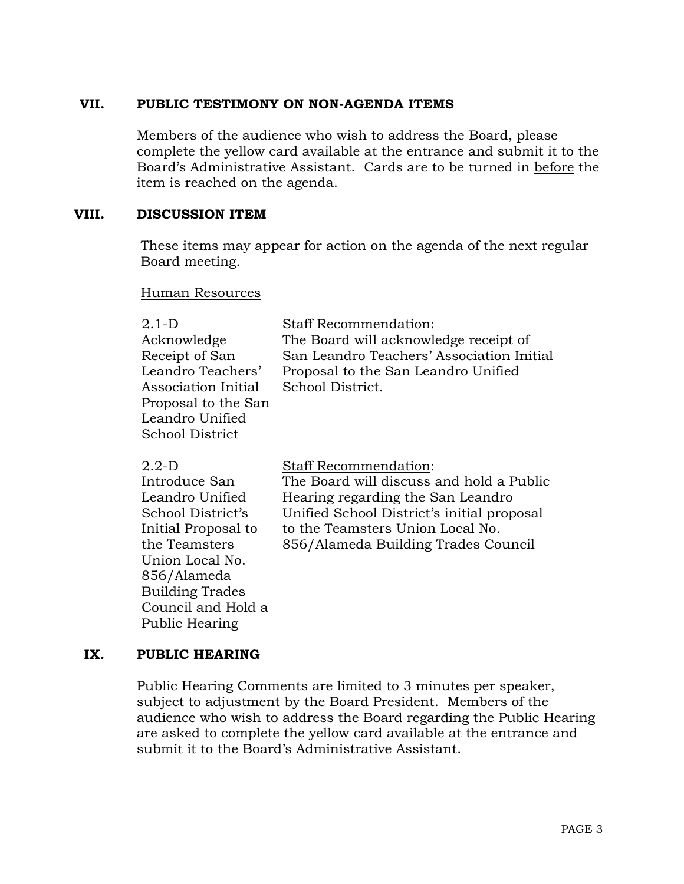## VII. PUBLIC TESTIMONY ON NON-AGENDA ITEMS

Members of the audience who wish to address the Board, please complete the yellow card available at the entrance and submit it to the Board's Administrative Assistant. Cards are to be turned in before the item is reached on the agenda.

## VIII. DISCUSSION ITEM

These items may appear for action on the agenda of the next regular Board meeting.

Human Resources

| | |
|---|---|
| 2.1-D<br>Acknowledge Receipt of San Leandro Teachers' Association Initial Proposal to the San Leandro Unified School District | Staff Recommendation:<br>The Board will acknowledge receipt of San Leandro Teachers' Association Initial Proposal to the San Leandro Unified School District. |
| 2.2-D<br>Introduce San Leandro Unified School District's Initial Proposal to the Teamsters Union Local No. 856/Alameda Building Trades Council and Hold a Public Hearing | Staff Recommendation:<br>The Board will discuss and hold a Public Hearing regarding the San Leandro Unified School District's initial proposal to the Teamsters Union Local No. 856/Alameda Building Trades Council |

## IX. PUBLIC HEARING

Public Hearing Comments are limited to 3 minutes per speaker, subject to adjustment by the Board President. Members of the audience who wish to address the Board regarding the Public Hearing are asked to complete the yellow card available at the entrance and submit it to the Board's Administrative Assistant.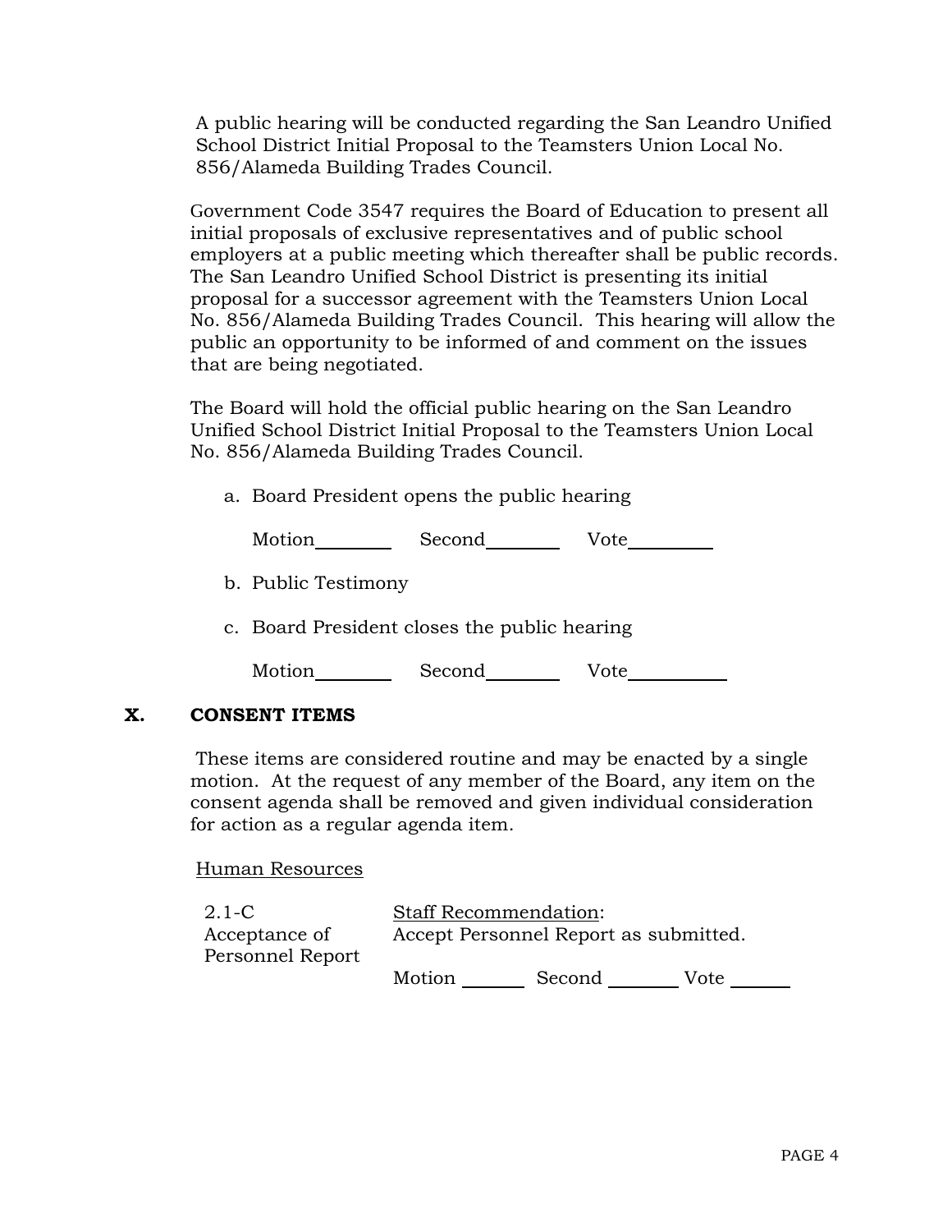A public hearing will be conducted regarding the San Leandro Unified School District Initial Proposal to the Teamsters Union Local No. 856/Alameda Building Trades Council.

Government Code 3547 requires the Board of Education to present all initial proposals of exclusive representatives and of public school employers at a public meeting which thereafter shall be public records. The San Leandro Unified School District is presenting its initial proposal for a successor agreement with the Teamsters Union Local No. 856/Alameda Building Trades Council. This hearing will allow the public an opportunity to be informed of and comment on the issues that are being negotiated.

The Board will hold the official public hearing on the San Leandro Unified School District Initial Proposal to the Teamsters Union Local No. 856/Alameda Building Trades Council.

a. Board President opens the public hearing

   Motion________ Second________ Vote_________

b. Public Testimony

c. Board President closes the public hearing

   Motion________ Second________ Vote__________

## X. CONSENT ITEMS

These items are considered routine and may be enacted by a single motion. At the request of any member of the Board, any item on the consent agenda shall be removed and given individual consideration for action as a regular agenda item.

Human Resources

2.1-C
Acceptance of Personnel Report

Staff Recommendation:
Accept Personnel Report as submitted.

Motion _______ Second _______ Vote ______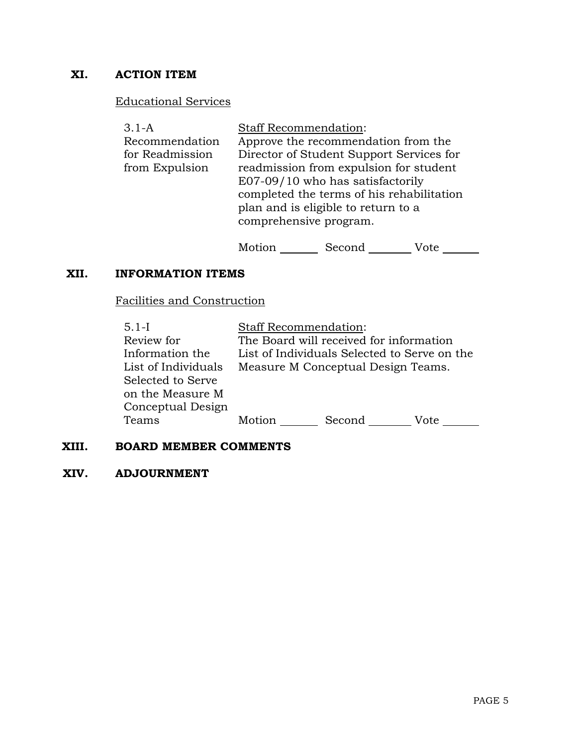## XI. ACTION ITEM

Educational Services

| | |
|---|---|
| 3.1-A<br>Recommendation for Readmission from Expulsion | Staff Recommendation:<br>Approve the recommendation from the Director of Student Support Services for readmission from expulsion for student E07-09/10 who has satisfactorily completed the terms of his rehabilitation plan and is eligible to return to a comprehensive program.<br><br>Motion ______ Second ______ Vote ______ |

## XII. INFORMATION ITEMS

Facilities and Construction

| | |
|---|---|
| 5.1-I<br>Review for Information the List of Individuals Selected to Serve on the Measure M Conceptual Design Teams | Staff Recommendation:<br>The Board will received for information List of Individuals Selected to Serve on the Measure M Conceptual Design Teams.<br><br>Motion ______ Second ______ Vote ______ |

## XIII. BOARD MEMBER COMMENTS

## XIV. ADJOURNMENT